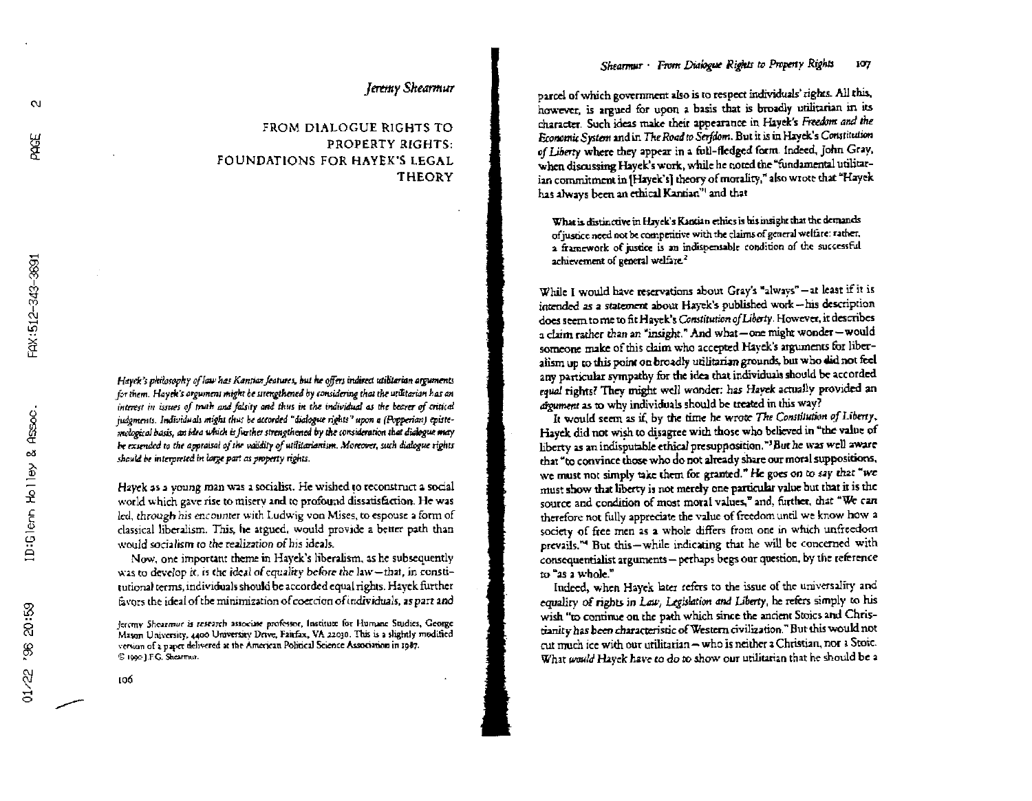*Jeremy Shearmur*

# FROM DIALOGUE RIGHTS TO PROPERTY RIGHTS: FOUNDATIONS FOR HAYEK'S LEGAL THEORY

*Hayek's philosophy of law has Kantian features, but he offers indirect utilitarian arguments for them. Hayek's argument might be strengthened by considering that the utilitarian has an interest in issues of truth and falsity and thus in the individual as the bearer of critical judgments. Individuals might thus be accorded "dialogue rights" upon a (Popperian) epistemological basis, an idea which is further strengthened by the consideration that dialogue may be extended to the appraisal of the validity of utilitarianism. Moreover, such dialogue rights should be interpreted in large part as property rights.*

Hayek as a young man was a socialist. He wished to reconstruct a social world which gave rise to misery and to profound dissatisfaction. He was led, through his encounter with Ludwig von Mises, to espouse a form of classical liberalism. This, he argued, would provide a better path than would socialism to the realization of his ideals.

Now, one important theme in Hayek's liberalism, as he subsequently was to develop it, is the ideal of *equality before the law*—that, in constitutional terms, individuals should be accorded equal rights. Hayek further favors the ideal of the minimization of coercion of individuals, as part and parcel of which government also is to respect individuals' rights. All this, however, is argued for upon a basis that is broadly utilitarian in its character. Such ideas make their appearance in Hayek's *Freedom and the Economic System* and in *The Road to Serfdom*. But it is in Hayek's *Constitution of Liberty* where they appear in a full-fledged form. Indeed, John Gray, when discussing Hayek's work, while he noted the "fundamental utilitarian commitment in [Hayek's] theory of morality," also wrote that "Hayek has always been an ethical Kantian"[1] and that

> What is distinctive in Hayek's Kantian ethics is his insight that the demands of justice need not be competitive with the claims of general welfare: rather, a framework of justice is an indispensable condition of the successful achievement of general welfare.[2]

While I would have reservations about Gray's "always"—at least if it is intended as a statement about Hayek's published work—his description does seem to me to fit Hayek's *Constitution of Liberty*. However, it describes a claim rather than an "insight." And what—one might wonder—would someone make of this claim who accepted Hayek's arguments for liberalism up to this point on broadly utilitarian grounds, but who did not feel any particular sympathy for the idea that individuals should be accorded *equal* rights? They might well wonder: has Hayek actually provided an *argument* as to why individuals should be treated in this way?

It would seem as if, by the time he wrote *The Constitution of Liberty*, Hayek did not wish to disagree with those who believed in "the value of liberty as an indisputable ethical presupposition."[3] But he was well aware that "to convince those who do not already share our moral suppositions, we must not simply take them for granted." He goes on to say that "we must show that liberty is not merely one particular value but that it is the source and condition of most moral values," and, further, that "We can therefore not fully appreciate the value of freedom until we know how a society of free men as a whole differs from one in which unfreedom prevails."[4] But this—while indicating that he will be concerned with consequentialist arguments—perhaps begs our question, by the reference to "as a whole."

Indeed, when Hayek later refers to the issue of the universality and equality of rights in *Law, Legislation and Liberty*, he refers simply to his wish "to continue on the path which since the ancient Stoics and Christianity has been characteristic of Western civilization." But this would not cut much ice with our utilitarian—who is neither a Christian, nor a Stoic. What *would* Hayek have to do to show our utilitarian that he should be a

Jeremy Shearmur is research associate professor, Institute for Humane Studies, George Mason University, 4400 University Drive, Fairfax, VA 22030. This is a slightly modified version of a paper delivered at the American Political Science Association in 1987.
© 1990 J.F.G. Shearmur.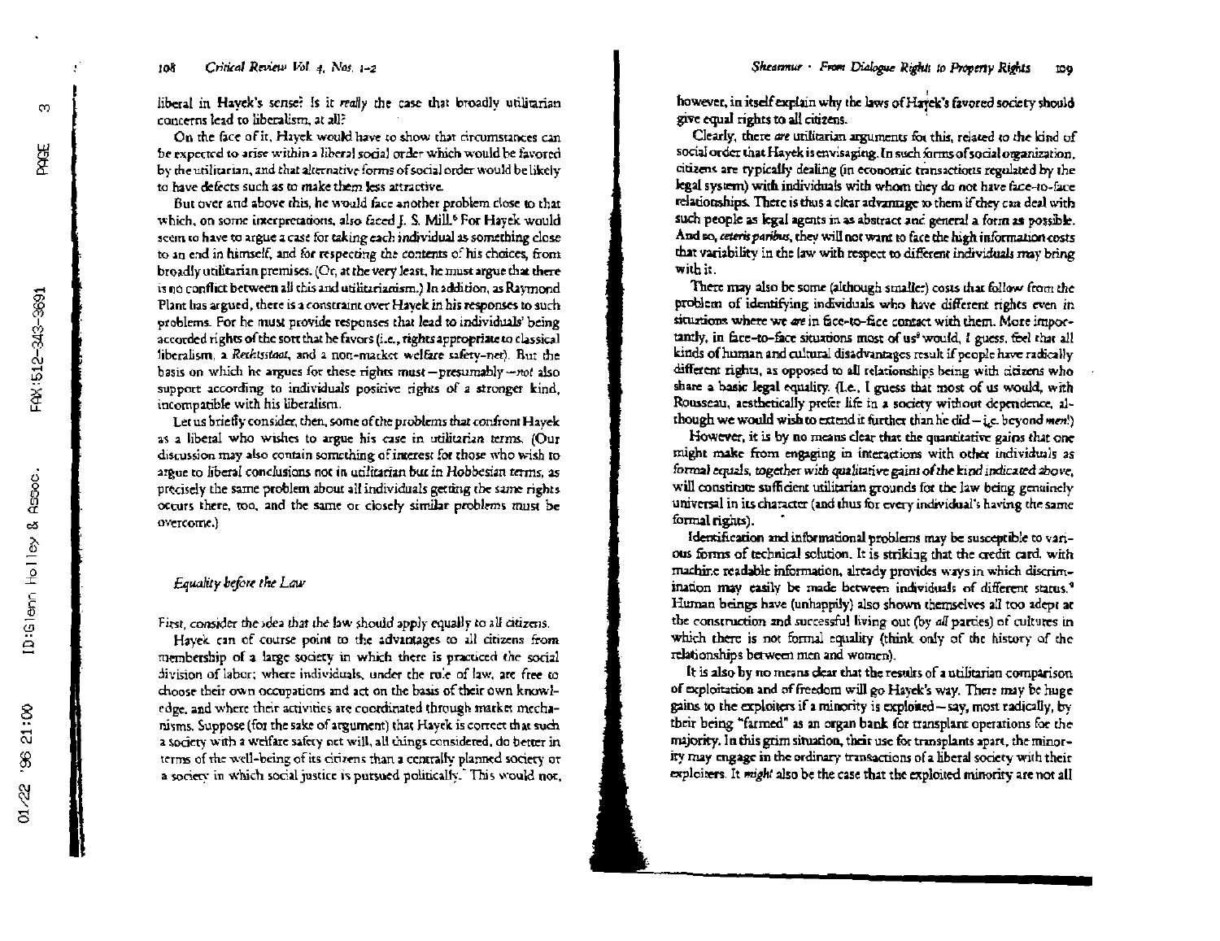liberal in Hayek's sense? Is it *really* the case that broadly utilitarian concerns lead to liberalism, at all?

On the face of it, Hayek would have to show that circumstances can be expected to arise within a liberal social order which would be favored by the utilitarian, and that alternative forms of social order would be likely to have defects such as to make them less attractive.

But over and above this, he would face another problem close to that which, on some interpretations, also faced J. S. Mill.[6] For Hayek would seem to have to argue a case for taking each individual as something close to an end in himself, and for respecting the contents of his choices, from broadly utilitarian premises. (Or, at the very least, he must argue that there is no conflict between all this and utilitarianism.) In addition, as Raymond Plant has argued, there is a constraint over Hayek in his responses to such problems. For he must provide responses that lead to individuals' being accorded rights of the sort that he favors (i.e., rights appropriate to classical liberalism, a *Rechtsstaat*, and a non-market welfare safety-net). But the basis on which he argues for these rights must—presumably—*not* also support according to individuals positive rights of a stronger kind, incompatible with his liberalism.

Let us briefly consider, then, some of the problems that confront Hayek as a liberal who wishes to argue his case in utilitarian terms. (Our discussion may also contain something of interest for those who wish to argue to liberal conclusions not in utilitarian but in Hobbesian terms, as precisely the same problem about all individuals getting the same rights occurs there, too, and the same or closely similar problems must be overcome.)

## *Equality before the Law*

First, consider the idea that the law should apply equally to all citizens.

Hayek can of course point to the advantages to all citizens from membership of a large society in which there is practiced the social division of labor; where individuals, under the rule of law, are free to choose their own occupations and act on the basis of their own knowledge, and where their activities are coordinated through market mechanisms. Suppose (for the sake of argument) that Hayek is correct that such a society with a welfare safety net will, all things considered, do better in terms of the well-being of its citizens than a centrally planned society or a society in which social justice is pursued politically.[7] This would not, however, in itself explain why the laws of Hayek's favored society should give equal rights to all citizens.

Clearly, there *are* utilitarian arguments for this, related to the kind of social order that Hayek is envisaging. In such forms of social organization, citizens are typically dealing (in economic transactions regulated by the legal system) with individuals with whom they do not have face-to-face relationships. There is thus a clear advantage to them if they can deal with such people as legal agents in as abstract and general a form as possible. And so, *ceteris paribus*, they will not want to face the high information costs that variability in the law with respect to different individuals may bring with it.

There may also be some (although smaller) costs that follow from the problem of identifying individuals who have different rights even in situations where we *are* in face-to-face contact with them. More importantly, in face-to-face situations most of us[8] would, I guess, feel that all kinds of human and cultural disadvantages result if people have radically different rights, as opposed to all relationships being with citizens who share a basic legal equality. (I.e., I guess that most of us would, with Rousseau, aesthetically prefer life in a society without dependence, although we would wish to extend it further than he did—i.e. beyond *men*!)

However, it is by no means clear that the quantitative gains that one might make from engaging in interactions with other individuals as formal equals, *together with qualitative gains of the kind indicated above*, will constitute sufficient utilitarian grounds for the law being genuinely universal in its character (and thus for every individual's having the same formal rights).

Identification and informational problems may be susceptible to various forms of technical solution. It is striking that the credit card, with machine readable information, already provides ways in which discrimination may easily be made between individuals of different status.[9] Human beings have (unhappily) also shown themselves all too adept at the construction and successful living out (by *all* parties) of cultures in which there is not formal equality (think only of the history of the relationships between men and women).

It is also by no means clear that the results of a utilitarian comparison of exploitation and of freedom will go Hayek's way. There may be huge gains to the exploiters if a minority is exploited—say, most radically, by their being "farmed" as an organ bank for transplant operations for the majority. In this grim situation, their use for transplants apart, the minority may engage in the ordinary transactions of a liberal society with their exploiters. It *might* also be the case that the exploited minority are not all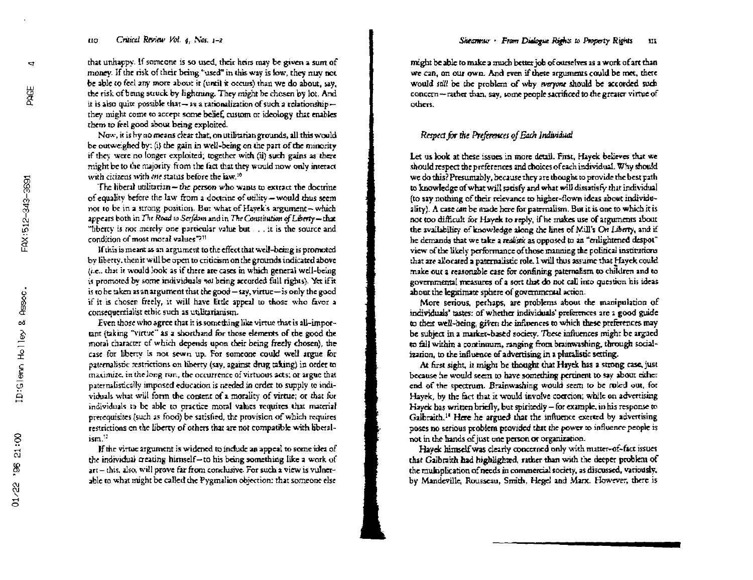that unhappy. If someone is so used, their heirs may be given a sum of money. If the risk of their being "used" in this way is low, they may not be able to feel any more about it (until it occurs) than we do about, say, the risk of being struck by lightning. They might be chosen by lot. And it is also quite possible that—as a rationalization of such a relationship—they might come to accept some belief, custom or ideology that enables them to feel good about being exploited.

Now, it is by no means clear that, on utilitarian grounds, all this would be outweighed by: (i) the gain in well-being on the part of the minority if they were no longer exploited; together with (ii) such gains as there might be to the majority from the fact that they would now only interact with citizens with *one* status before the law.[10]

The liberal utilitarian—the person who wants to extract the doctrine of equality before the law from a doctrine of utility—would thus seem not to be in a strong position. But what of Hayek's argument—which appears both in *The Road to Serfdom* and in *The Constitution of Liberty*—that "liberty is not *merely* one particular value but . . . it is the source and condition of most moral values"?[11]

If this is meant as an argument to the effect that well-being is promoted by liberty, then it will be open to criticism on the grounds indicated above (*i.e.*, that it would look as if there are cases in which general well-being is promoted by some individuals *not* being accorded full rights). Yet if it is to be taken as an argument that the good—say, virtue—is only the good if it is chosen freely, it will have little appeal to those who favor a consequentialist ethic such as utilitarianism.

Even those who agree that it is something like virtue that is all-important (taking "virtue" as a shorthand for those elements of the good the moral character of which depends upon their being freely chosen), the case for liberty is not sewn up. For someone could well argue for paternalistic restrictions on liberty (say, against drug taking) in order to maximize, in the long run, the occurrence of virtuous acts; or argue that paternalistically imposed education is needed in order to supply to individuals what will form the content of a morality of virtue; or that for individuals to be able to practice moral values requires that material prerequisites (such as food) be satisfied, the provision of which requires restrictions on the liberty of others that are not compatible with liberalism.[12]

If the virtue argument is widened to include an appeal to some idea of the individual creating himself—to his being something like a work of art—this, also, will prove far from conclusive. For such a view is vulnerable to what might be called the Pygmalion objection: that someone else might be able to make a much better job of ourselves as a work of art than we can, on our own. And even if these arguments could be met, there would *still* be the problem of why *everyone* should be accorded such concern—rather than, say, some people sacrificed to the greater virtue of others.

### *Respect for the Preferences of Each Individual*

Let us look at these issues in more detail. First, Hayek believes that we should respect the preferences and choices of each individual. Why should we do this? Presumably, because they are thought to provide the best path to knowledge of what will satisfy and what will dissatisfy that individual (to say nothing of their relevance to higher-flown ideas about individuality). A case *can* be made here for paternalism. But it is one to which it is not too difficult for Hayek to reply, if he makes use of arguments about the availability of knowledge along the lines of Mill's *On Liberty*, and if he demands that we take a *realistic* as opposed to an "enlightened despot" view of the likely performance of those manning the political institutions that are allocated a paternalistic role. I will thus assume that Hayek could make out a reasonable case for confining paternalism to children and to governmental measures of a sort that do not call into question his ideas about the legitimate sphere of governmental action.

More serious, perhaps, are problems about the manipulation of individuals' tastes: of whether individuals' preferences are a good guide to their well-being, *given* the influences to which these preferences may be subject in a market-based society. These influences might be argued to fall within a continuum, ranging from brainwashing, through socialization, to the influence of advertising in a pluralistic setting.

At first sight, it might be thought that Hayek has a strong case, just because he would seem to have something pertinent to say about either end of the spectrum. Brainwashing would seem to be ruled out, for Hayek, by the fact that it would involve coercion; while on advertising Hayek has written briefly, but spiritedly—for example, in his response to Galbraith.[13] Here he argued that the influence exerted by advertising poses no serious problem provided that the power to influence people is not in the hands of just one person or organization.

Hayek himself was clearly concerned only with matter-of-fact issues that Galbraith had highlighted, rather than with the deeper problem of the multiplication of needs in commercial society, as discussed, variously, by Mandeville, Rousseau, Smith, Hegel and Marx. However, there is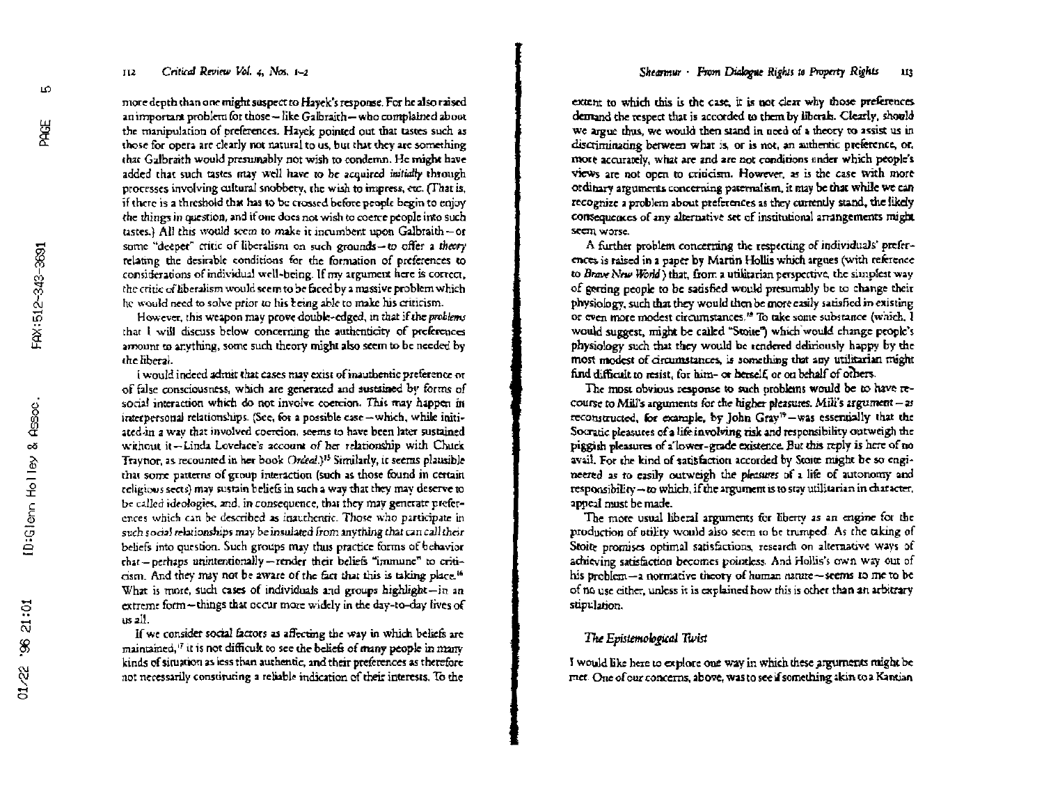more depth than one might suspect to Hayek's response. For he also raised an important problem for those—like Galbraith—who complained about the manipulation of preferences. Hayek pointed out that tastes such as those for opera are clearly not natural to us, but that they are something that Galbraith would presumably not wish to condemn. He might have added that such tastes may well have to be acquired *initially* through processes involving cultural snobbery, the wish to impress, etc. (That is, if there is a threshold that has to be crossed before people begin to enjoy the things in question, and if one does not wish to coerce people into such tastes.) All this would seem to make it incumbent upon Galbraith—or some "deeper" critic of liberalism on such grounds—to offer a *theory* relating the desirable conditions for the formation of preferences to considerations of individual well-being. If my argument here is correct, the critic of liberalism would seem to be faced by a massive problem which he would need to solve prior to his being able to make his criticism.

However, this weapon may prove double-edged, in that if the *problems* that I will discuss below concerning the authenticity of preferences amount to anything, some such theory might also seem to be needed by the liberal.

I would indeed admit that cases may exist of inauthentic preference or of false consciousness, which are generated and sustained by forms of social interaction which do not involve coercion. This may happen in interpersonal relationships. (See, for a possible case—which, while initiated in a way that involved coercion, seems to have been later sustained without it—Linda Lovelace's account of her relationship with Chuck Traynor, as recounted in her book *Ordeal*.)[15] Similarly, it seems plausible that some patterns of group interaction (such as those found in certain religious sects) may sustain beliefs in such a way that they may deserve to be called ideologies, and, in consequence, that they may generate preferences which can be described as inauthentic. Those who participate in *such social relationships may be insulated from anything that can call their* beliefs into question. Such groups may thus practice forms of behavior that—perhaps unintentionally—render their beliefs "immune" to criticism. And they may not be aware of the fact that this is taking place.[16] What is more, such cases of individuals and groups highlight—in an extreme form—things that occur more widely in the day-to-day lives of us all.

If we consider social factors as affecting the way in which beliefs are maintained,[17] it is not difficult to see the beliefs of many people in many kinds of situation as less than authentic, and their preferences as therefore not necessarily constituting a reliable indication of their interests. To the extent to which this is the case, it is not clear why those preferences demand the respect that is accorded to them by liberals. Clearly, should we argue thus, we would then stand in need of a theory to assist us in discriminating between what is, or is not, an authentic preference, or, more accurately, what are and are not conditions under which people's views are not open to criticism. However, as is the case with more ordinary arguments concerning paternalism, it may be that while we can recognize a problem about preferences as they currently stand, the likely consequences of any alternative set of institutional arrangements might seem worse.

A further problem concerning the respecting of individuals' preferences is raised in a paper by Martin Hollis which argues (with reference to *Brave New World*) that, from a utilitarian perspective, the simplest way of getting people to be satisfied would presumably be to change their physiology, such that they would then be more easily satisfied in existing or even more modest circumstances.[18] To take some substance (which, I would suggest, might be called "Stoite") which would change people's physiology such that they would be rendered deliriously happy by the most modest of circumstances, is something that any utilitarian might find difficult to resist, for him- or herself, or on behalf of others.

The most obvious response to such problems would be to have recourse to Mill's arguments for the higher pleasures. Mill's argument—as reconstructed, for example, by John Gray[19]—was essentially that the Socratic pleasures of a life involving risk and responsibility outweigh the piggish pleasures of a lower-grade existence. But this reply is here of no avail. For the kind of satisfaction accorded by Stoite might be so engineered as to easily outweigh the *pleasures* of a life of autonomy and responsibility—to which, if the argument is to stay utilitarian in character, appeal must be made.

The more usual liberal arguments for liberty as an engine for the production of utility would also seem to be trumped. As the taking of Stoite promises optimal satisfactions, research on alternative ways of achieving satisfaction becomes pointless. And Hollis's own way out of his problem—a normative theory of human nature—seems to me to be of no use either, unless it is explained how this is other than an arbitrary stipulation.

### The Epistemological Twist

I would like here to explore one way in which these arguments might be met. One of our concerns, above, was to see if something akin to a Kantian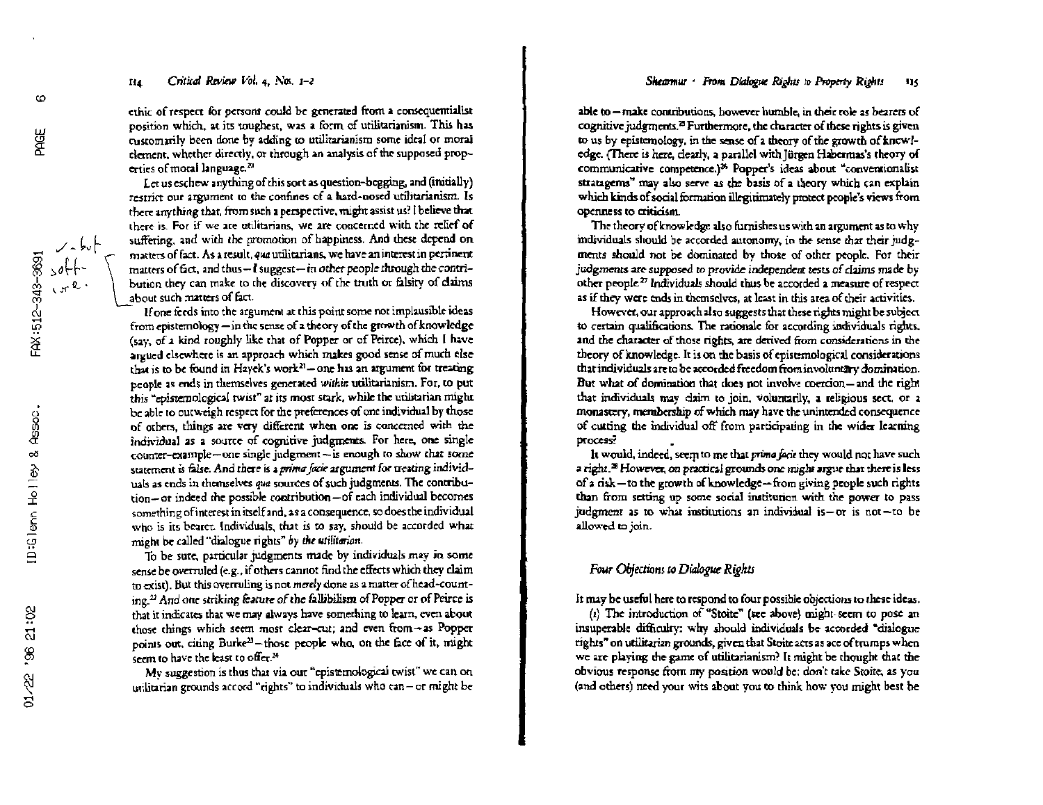ethic of respect for persons could be generated from a consequentialist position which, at its toughest, was a form of utilitarianism. This has customarily been done by adding to utilitarianism some ideal or moral element, whether directly, or through an analysis of the supposed properties of moral language.[20]

Let us eschew anything of this sort as question-begging, and (initially) restrict our argument to the confines of a hard-nosed utilitarianism. Is there *anything* that, from such a perspective, might assist us? I believe that there is. For if we are utilitarians, we are concerned with the relief of suffering, and with the promotion of happiness. And these depend on matters of fact. As a result, *qua* utilitarians, we have an interest in pertinent matters of fact, and thus—*I suggest—in other people through the contribution* they can make to the discovery of the truth or falsity of claims about such matters of fact.

If one feeds into the argument at this point some not implausible ideas from epistemology—in the sense of a theory of the growth of knowledge (say, of a kind roughly like that of Popper or of Peirce), which I have argued elsewhere is an approach which makes good sense of much else that is to be found in Hayek's work[21]—one has an argument for treating people as ends in themselves generated *within* utilitarianism. For, to put this "epistemological twist" at its most stark, while the utilitarian might be able to outweigh respect for the preferences of one individual by those of others, things are very different when one is concerned with the individual as a source of cognitive judgments. For here, one single counter-example—one single judgment—is enough to show that some statement is false. And there is a *prima facie* argument for treating individuals as ends in themselves *qua* sources of such judgments. The contribution—or indeed the possible contribution—of each individual becomes something of interest in itself and, as a consequence, so does the individual who is its bearer. Individuals, that is to say, should be accorded what might be called "dialogue rights" *by the utilitarian*.

To be sure, particular judgments made by individuals may in some sense be overruled (e.g., if others cannot find the effects which they claim to exist). But this overruling is not *merely* done as a matter of head-counting.[22] *And one striking feature of the fallibilism* of Popper or of Peirce is that it indicates that we may always have something to learn, even about those things which seem most clear-cut; and even from—as Popper points out, citing Burke[23]—those people who, on the face of it, might seem to have the least to offer.[24]

My suggestion is thus that via our "epistemological twist" we can on utilitarian grounds accord "rights" to individuals who can—or might be able to—make contributions, however humble, in their role as bearers of cognitive judgments.[25] Furthermore, the character of these rights is given to us by epistemology, in the sense of a theory of the growth of knowledge. (There is here, clearly, a parallel with Jürgen Habermas's theory of communicative competence.)[26] Popper's ideas about "conventionalist stratagems" may also serve as the basis of a theory which can explain which kinds of social formation illegitimately protect people's views from openness to criticism.

The theory of knowledge also furnishes us with an argument as to why individuals should be accorded autonomy, in the sense that their judgments should not be dominated by those of other people. For their *judgments are supposed to provide independent tests of claims made by* other people.[27] Individuals should thus be accorded a measure of respect as if they were ends in themselves, at least in this area of their activities.

However, our approach also suggests that these rights might be subject to certain qualifications. The rationale for according individuals rights, and the character of those rights, are derived from considerations in the theory of knowledge. It is on the basis of epistemological considerations that individuals are to be accorded freedom from involuntary domination. But what of domination that does not involve coercion—and the right that individuals may claim to join, voluntarily, a religious sect, or a monastery, membership of which may have the unintended consequence of cutting the individual off from participating in the wider learning process?

It would, indeed, seem to me that *prima facie* they would not have such a right.[28] However, on practical grounds one might argue that there is less of a risk—to the growth of knowledge—from giving people such rights than from setting up some social institution with the power to pass judgment as to what institutions an individual is—or is not—to be allowed to join.

### *Four Objections to Dialogue Rights*

It may be useful here to respond to four possible objections to these ideas.

(1) The introduction of "Stoite" (see above) might seem to pose an insuperable difficulty: why should individuals be accorded "dialogue rights" on utilitarian grounds, given that Stoite acts as ace of trumps when we are playing the game of utilitarianism? It might be thought that the obvious response from my position would be: don't take Stoite, as you (and others) need your wits about you to think how you might best be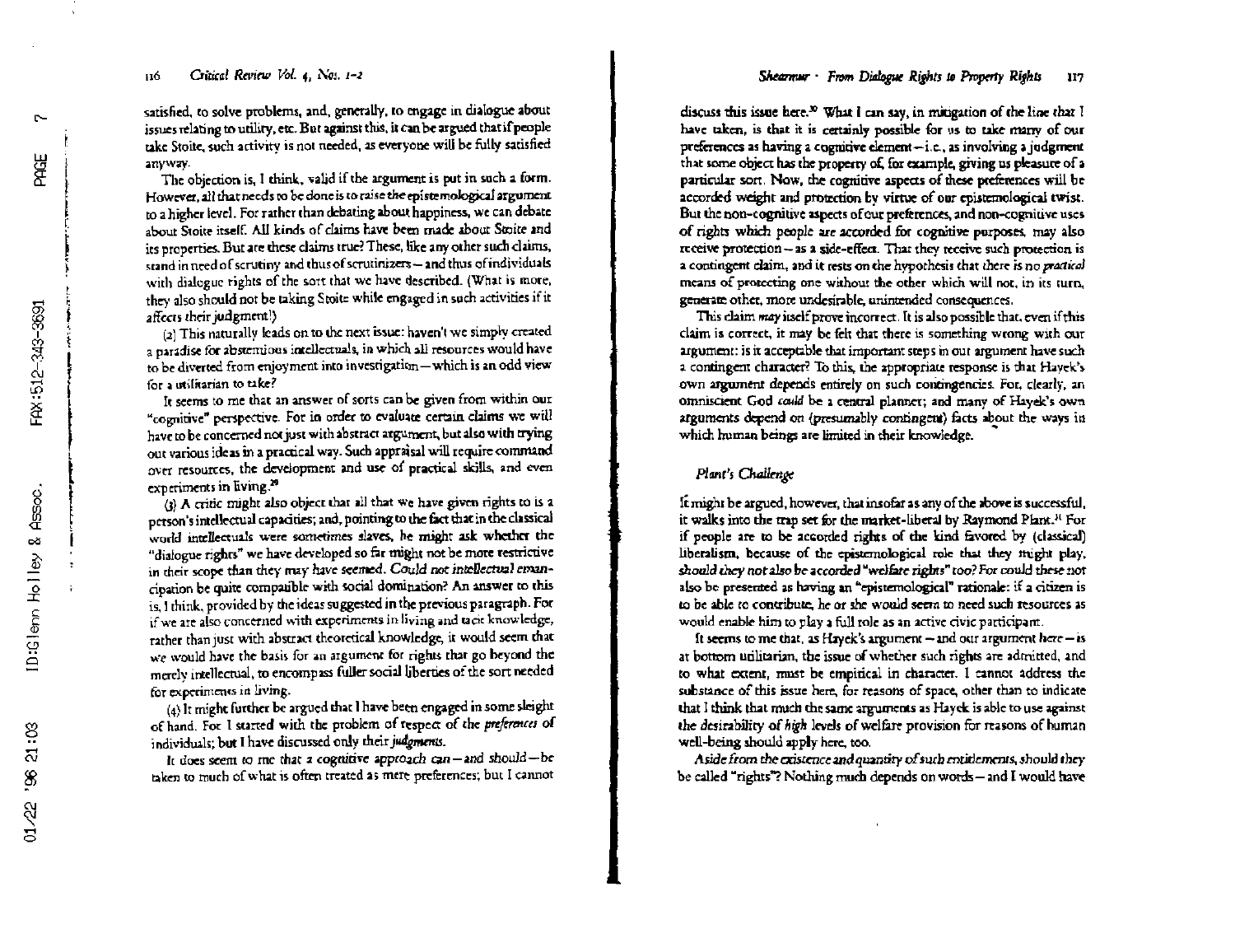satisfied, to solve problems, and, generally, to engage in dialogue about issues relating to utility, etc. But against this, it can be argued that if people take Stoite, such activity is not needed, as everyone will be fully satisfied anyway.

The objection is, I think, valid if the argument is put in such a form. However, all that needs to be done is to raise the epistemological argument to a higher level. For rather than debating about happiness, we can debate about Stoite itself. All kinds of claims have been made about Stoite and its properties. But are these claims true? These, like any other such claims, stand in need of scrutiny and thus of scrutinizers—and thus of individuals with dialogue rights of the sort that we have described. (What is more, they also should not be taking Stoite while engaged in such activities if it affects their judgment!)

(2) This naturally leads on to the next issue: haven't we simply created a paradise for abstemious intellectuals, in which all resources would have to be diverted from enjoyment into investigation—which is an odd view for a utilitarian to take?

It seems to me that an answer of sorts can be given from within our "cognitive" perspective. For in order to evaluate certain claims we will have to be concerned not just with abstract argument, but also with trying out various ideas in a practical way. Such appraisal will require command over resources, the development and use of practical skills, and even experiments in living.[29]

(3) A critic might also object that all that we have given rights to is a person's intellectual capacities; and, pointing to the fact that in the classical world intellectuals were sometimes slaves, he might ask whether the "dialogue rights" we have developed so far might not be more restrictive in their scope than they may have seemed. *Could not intellectual emancipation be quite compatible with social domination?* An answer to this is, I think, provided by the ideas suggested in the previous paragraph. For if we are also concerned with experiments in living and tacit knowledge, rather than just with abstract theoretical knowledge, it would seem that we would have the basis for an argument for rights that go beyond the merely intellectual, to encompass fuller social liberties of the sort needed for experiments in living.

(4) It might further be argued that I have been engaged in some sleight of hand. For I started with the problem of respect of the *preferences* of individuals; but I have discussed only their *judgments*.

It does seem to me that a cognitive approach *can*—and should—be taken to much of what is often treated as mere preferences; but I cannot discuss this issue here.[30] What I can say, in mitigation of the line that I have taken, is that it is certainly possible for us to take many of our preferences as having a cognitive element—i.e., as involving a judgment that some object has the property of, for example, giving us pleasure of a particular sort. Now, the cognitive aspects of these preferences will be accorded weight and protection by virtue of our epistemological twist. But the non-cognitive aspects of our preferences, and non-cognitive uses of rights which people are accorded for cognitive purposes, may also receive protection—as a side-effect. That they receive such protection is a contingent claim, and it rests on the hypothesis that there is no *practical* means of protecting one without the other which will not, in its turn, generate other, more undesirable, unintended consequences.

This claim *may* itself prove incorrect. It is also possible that, even if this claim is correct, it may be felt that there is something wrong with our argument: is it acceptable that important steps in our argument have such a contingent character? To this, the appropriate response is that Hayek's own argument depends entirely on such contingencies. For, clearly, an omniscient God *could* be a central planner; and many of Hayek's own arguments depend on (presumably contingent) facts about the ways in which human beings are limited in their knowledge.

### *Plant's Challenge*

It might be argued, however, that insofar as any of the above is successful, it walks into the trap set for the market-liberal by Raymond Plant.[31] For if people are to be accorded rights of the kind favored by (classical) liberalism, because of the epistemological role that they might play, *should they not also be accorded "welfare rights" too?* For could these not also be presented as having an "epistemological" rationale: if a citizen is to be able to contribute, he or she would seem to need such resources as would enable him to play a full role as an active civic participant.

It seems to me that, as Hayek's argument—and our argument here—is at bottom utilitarian, the issue of whether such rights are admitted, and to what extent, must be empirical in character. I cannot address the substance of this issue here, for reasons of space, other than to indicate that I think that much the same arguments as Hayek is able to use against the desirability of *high* levels of welfare provision for reasons of human well-being should apply here, too.

*Aside from the existence and quantity of such entitlements, should they* be called "rights"? Nothing much depends on words—and I would have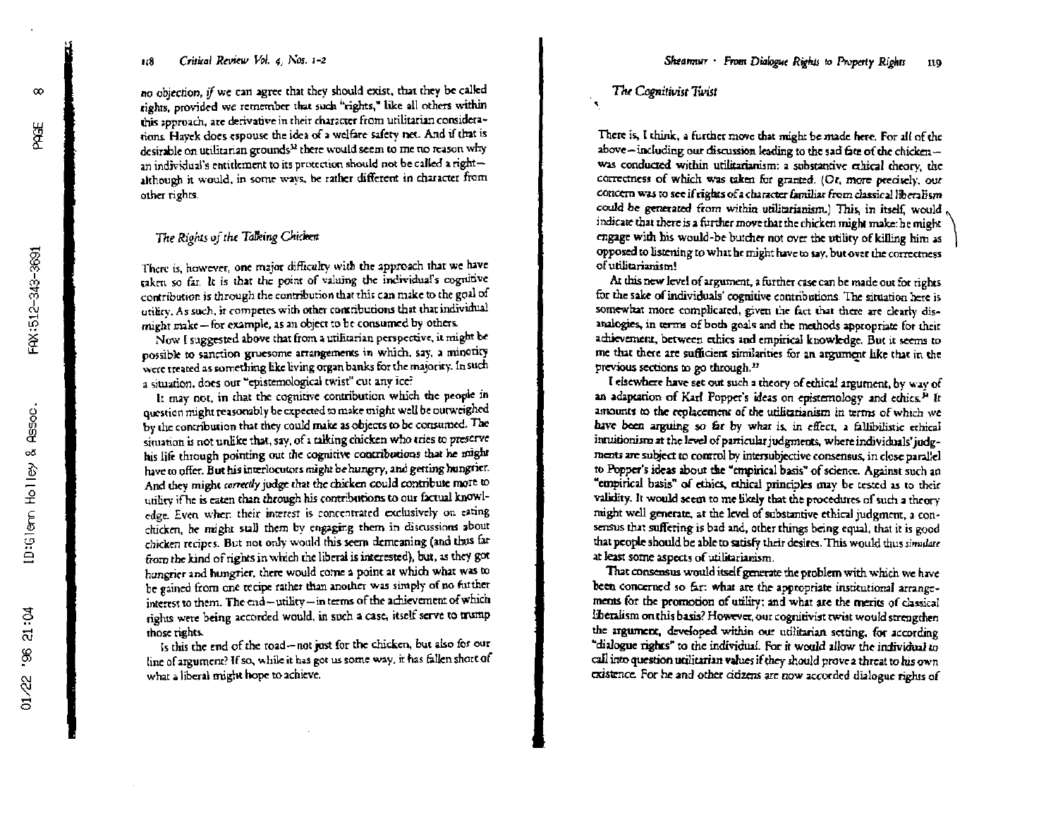no objection, *if* we can agree that they should exist, that they be called rights, provided we remember that such "rights," like all others within this approach, are derivative in their character from utilitarian considerations. Hayek does espouse the idea of a welfare safety net. And if that is desirable on utilitarian grounds[32] there would seem to me no reason why an individual's entitlement to its protection should not be called a right—although it would, in some ways, be rather different in character from other rights.

### *The Rights of the Talking Chicken*

There is, however, one major difficulty with the approach that we have taken so far. It is that the point of valuing the individual's cognitive contribution is through the contribution that this can make to the goal of utility. As such, it competes with other contributions that that individual might make—for example, as an object to be consumed by others.

Now I suggested above that from a utilitarian perspective, it might be possible to sanction gruesome arrangements in which, say, a minority were treated as something like living organ banks for the majority. In such a situation, does our "epistemological twist" cut any ice?

It may not, in that the cognitive contribution which the people in question might reasonably be expected to make might well be outweighed by the contribution that they could make as objects to be consumed. The situation is not unlike that, say, of a talking chicken who tries to preserve his life through pointing out the cognitive contributions that he might have to offer. But his interlocutors might be hungry, and getting hungrier. And they might *correctly* judge that the chicken could contribute more to utility if he is eaten than through his contributions to our factual knowledge. Even when their interest is concentrated exclusively on eating chicken, he might stall them by engaging them in discussions about chicken recipes. But not only would this seem demeaning (and thus far from the kind of rights in which the liberal is interested), but, as they got hungrier and hungrier, there would come a point at which what was to be gained from one recipe rather than another was simply of no further interest to them. The end—utility—in terms of the achievement of which rights were being accorded would, in such a case, itself serve to trump those rights.

Is this the end of the road—not just for the chicken, but also for our line of argument? If so, while it has got us some way, it has fallen short of what a liberal might hope to achieve.

### *The Cognitivist Twist*

There is, I think, a further move that might be made here. For all of the above—including our discussion leading to the sad fate of the chicken—was conducted within utilitarianism: a substantive ethical theory, the correctness of which was taken for granted. (Or, more precisely, our concern was to see if rights of a character familiar from classical liberalism could be generated from within utilitarianism.) This, in itself, would indicate that there is a further move that the chicken might make: he might engage with his would-be butcher not over the utility of killing him as opposed to listening to what he might have to say, but over the correctness of utilitarianism!

At this new level of argument, a further case can be made out for rights for the sake of individuals' cognitive contributions. The situation here is somewhat more complicated, given the fact that there are clearly disanalogies, in terms of both goals and the methods appropriate for their achievement, between ethics and empirical knowledge. But it seems to me that there are sufficient similarities for an argument like that in the previous sections to go through.[33]

I elsewhere have set out such a theory of ethical argument, by way of an adaptation of Karl Popper's ideas on epistemology and ethics.[34] It amounts to the replacement of the utilitarianism in terms of which we have been arguing so far by what is, in effect, a fallibilistic ethical intuitionism at the level of particular judgments, where individuals' judgments are subject to control by intersubjective consensus, in close parallel to Popper's ideas about the "empirical basis" of science. Against such an "empirical basis" of ethics, ethical principles may be tested as to their validity. It would seem to me likely that the procedures of such a theory might well generate, at the level of substantive ethical judgment, a consensus that suffering is bad and, other things being equal, that it is good that people should be able to satisfy their desires. This would thus *simulate* at least some aspects of utilitarianism.

That consensus would itself generate the problem with which we have been concerned so far: what are the appropriate institutional arrangements for the promotion of utility; and what are the merits of classical liberalism on this basis? However, our cognitivist twist would strengthen the argument, developed within our utilitarian setting, for according "dialogue rights" to the individual. For it would allow the individual to call into question utilitarian values if they should prove a threat to his own existence. For he and other citizens are now accorded dialogue rights of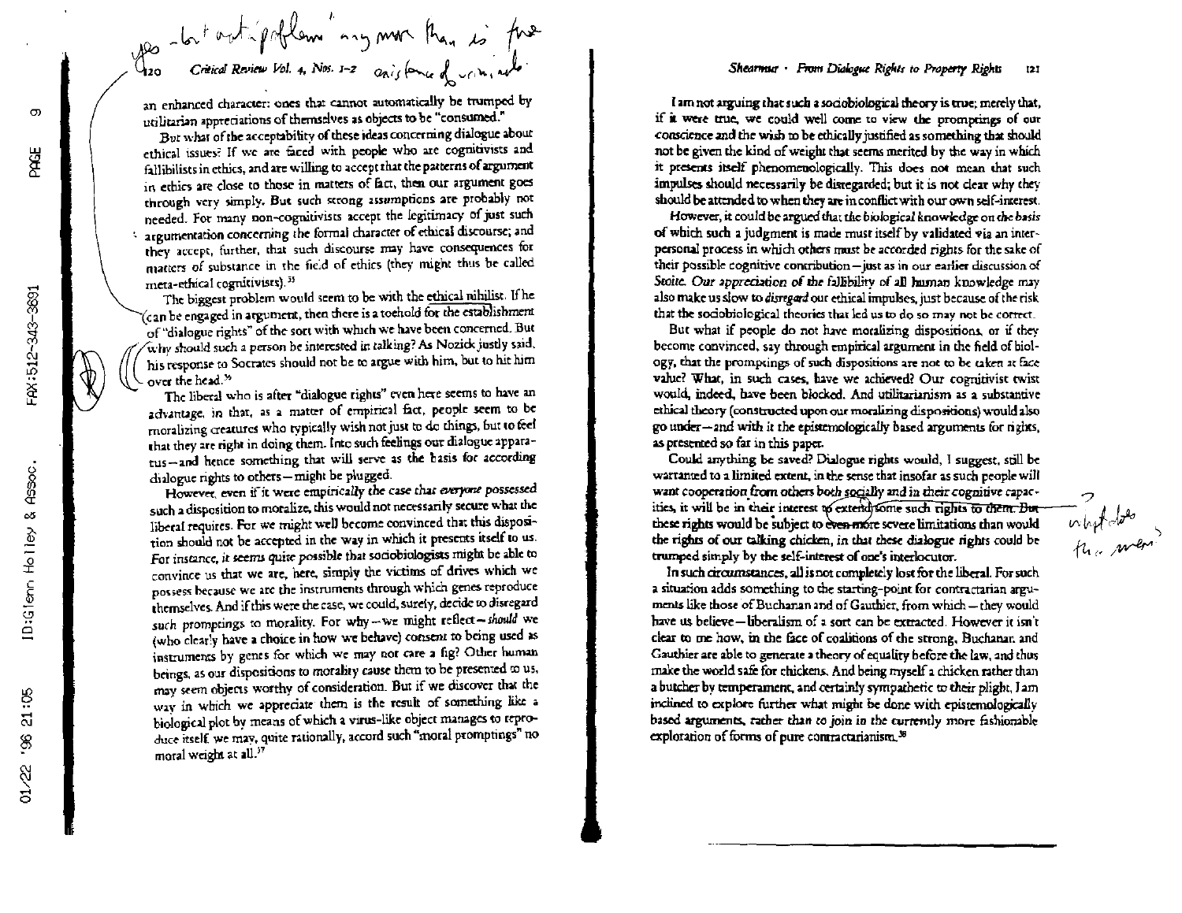an enhanced character: ones that cannot automatically be trumped by utilitarian appreciations of themselves as objects to be "consumed."

But what of the acceptability of these ideas concerning dialogue about ethical issues? If we are faced with people who are cognitivists and fallibilists in ethics, and are willing to accept that the patterns of argument in ethics are close to those in matters of fact, then our argument goes through very simply. But such strong assumptions are probably not needed. For many non-cognitivists accept the legitimacy of just such argumentation concerning the formal character of ethical discourse; and they accept, further, that such discourse may have consequences for matters of substance in the field of ethics (they might thus be called meta-ethical cognitivists).[35]

The biggest problem would seem to be with the ethical nihilist. If he can be engaged in argument, then there is a toehold for the establishment of "dialogue rights" of the sort with which we have been concerned. But why should such a person be interested in talking? As Nozick justly said, his response to Socrates should not be to argue with him, but to hit him over the head.[36]

The liberal who is after "dialogue rights" even here seems to have an advantage, in that, as a matter of empirical fact, people seem to be moralizing creatures who typically wish not just to do things, but to feel that they are right in doing them. Into such feelings our dialogue apparatus—and hence something that will serve as the basis for according dialogue rights to others—might be plugged.

However, even if it were empirically *the case that everyone* possessed such a disposition to moralize, this would not necessarily secure what the liberal requires. For we might well become convinced that this disposition should not be accepted in the way in which it presents itself to us. For instance, it seems quite possible that sociobiologists might be able to convince us that we are, here, simply the victims of drives which we possess because we are the instruments through which genes reproduce themselves. And if this were the case, we could, surely, decide to disregard *such* promptings to morality. For why—we might reflect—*should* we (who clearly have a choice in how we behave) consent to being used as instruments by genes for which we may not care a fig? Other human beings, as our dispositions to morality cause them to be presented to us, may seem objects worthy of consideration. But if we discover that the way in which we appreciate them is the result of something like a biological plot by means of which a virus-like object manages to reproduce itself, we may, quite rationally, accord such "moral promptings" no moral weight at all.[37]

I am not arguing that such a sociobiological theory is true; merely that, if it were true, we could well come to view the promptings of our conscience and the wish to be ethically justified as something that should not be given the kind of weight that seems merited by the way in which it presents itself phenomenologically. This does not mean that such impulses should necessarily be disregarded; but it is not clear why they should be attended to when they are in conflict with our own self-interest.

However, it could be argued that the *biological knowledge on the basis* of which such a judgment is made must itself by validated via an interpersonal process in which others must be accorded rights for the sake of their possible cognitive contribution—just as in our earlier discussion of *Stoits*. *Our appreciation of the fallibility* of all human knowledge may also make us slow to *disregard* our ethical impulses, just because of the risk that the sociobiological theories that led us to do so may not be correct.

But what if people do not have moralizing dispositions, or if they become convinced, say through empirical argument in the field of biology, that the promptings of such dispositions are not to be taken at face value? What, in such cases, have we achieved? Our cognitivist twist would, indeed, have been blocked. And utilitarianism as a substantive ethical theory (constructed upon our moralizing dispositions) would also go under—and with it the epistemologically based arguments for rights, as presented so far in this paper.

Could anything be saved? Dialogue rights would, I suggest, still be warranted to a limited extent, in the sense that insofar as such people will want cooperation from others both socially and in their cognitive capacities, it will be in their interest to extend some such rights to them. But these rights would be subject to even more severe limitations than would the rights of our talking chicken, in that these dialogue rights could be trumped simply by the self-interest of one's interlocutor.

In such circumstances, all is not completely lost for the liberal. For such a situation adds something to the starting-point for contractarian arguments like those of Buchanan and of Gauthier, from which—they would have us believe—liberalism of a sort can be extracted. However it isn't clear to me how, in the face of coalitions of the strong, Buchanan and Gauthier are able to generate a theory of equality before the law, and thus make the world safe for chickens. And being myself a chicken rather than a butcher by temperament, and certainly sympathetic to *their* plight, I am inclined to explore further what might be done with epistemologically based arguments, rather than to join in the currently more fashionable exploration of forms of pure contractarianism.[38]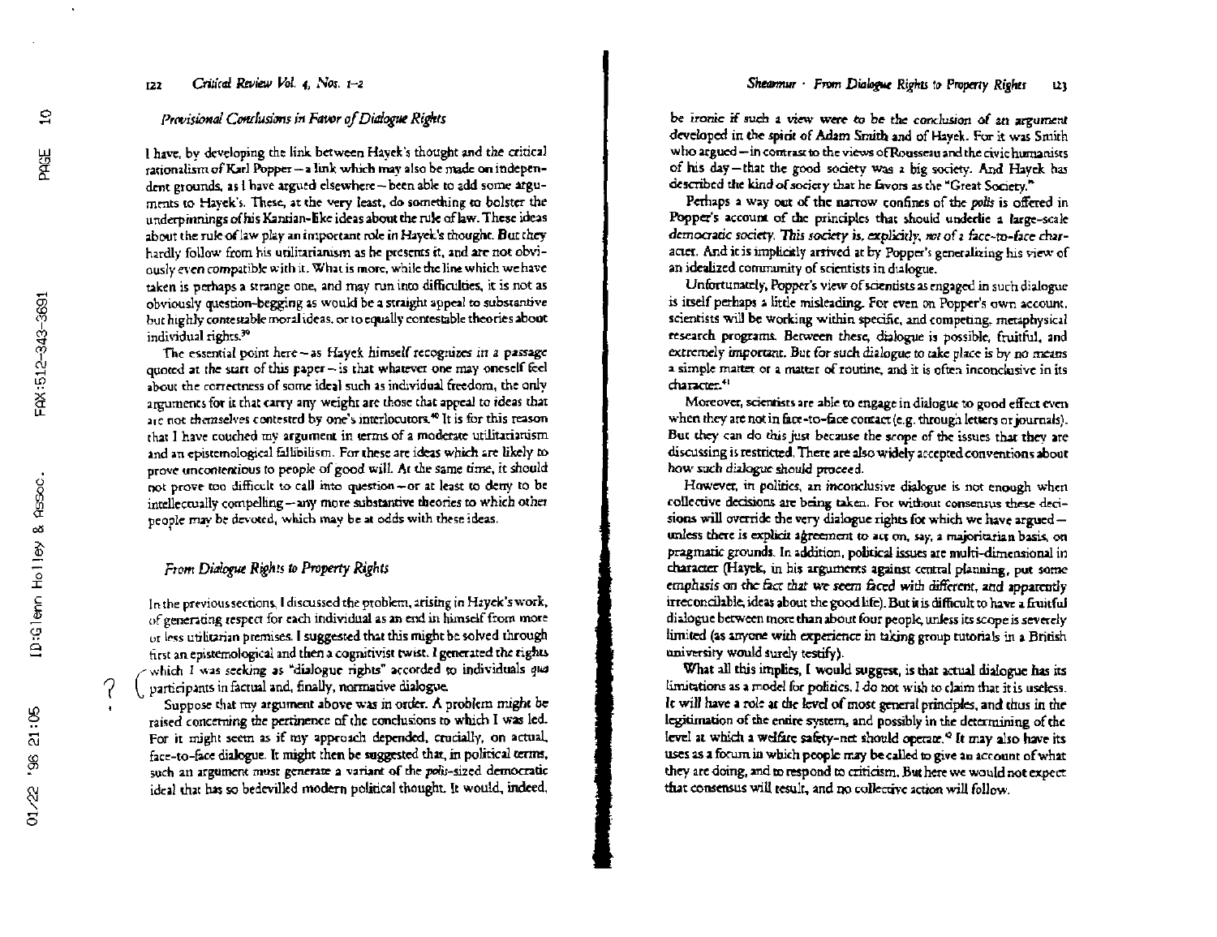### *Provisional Conclusions in Favor of Dialogue Rights*

I have, by developing the link between Hayek's thought and the critical rationalism of Karl Popper—a link which may also be made on independent grounds, as I have argued elsewhere—been able to add some arguments to Hayek's. These, at the very least, do something to bolster the underpinnings of his Kantian-like ideas about the rule of law. These ideas about the rule of law play an important role in Hayek's thought. But they hardly follow from his utilitarianism as he presents it, and are not obviously even compatible with it. What is more, while the line which we have taken is perhaps a strange one, and may run into difficulties, it is not as obviously question-begging as would be a straight appeal to substantive but highly contestable moral ideas, or to equally contestable theories about individual rights.[39]

The essential point here—as Hayek himself recognizes in a passage quoted at the start of this paper—is that whatever one may oneself feel about the correctness of some ideal such as individual freedom, the only arguments for it that carry any weight are those that appeal to ideas that are not themselves contested by one's interlocutors.[40] It is for this reason that I have couched my argument in terms of a moderate utilitarianism and an epistemological fallibilism. For these are ideas which are likely to prove uncontentious to people of good will. At the same time, it should not prove too difficult to call into question—or at least to deny to be intellectually compelling—any more substantive theories to which other people may be devoted, which may be at odds with these ideas.

### *From Dialogue Rights to Property Rights*

In the previous sections, I discussed the problem, arising in Hayek's work, of generating respect for each individual as an end in himself from more or less utilitarian premises. I suggested that this might be solved through first an epistemological and then a cognitivist twist. I generated the rights which I was seeking as "dialogue rights" accorded to individuals *qua* participants in factual and, finally, normative dialogue.

Suppose that my argument above was in order. A problem might be raised concerning the pertinence of the conclusions to which I was led. For it might seem as if my approach depended, crucially, on actual, face-to-face dialogue. It might then be suggested that, in political terms, such an argument must generate a variant of the *polis*-sized democratic ideal that has so bedevilled modern political thought. It would, indeed, be ironic if such a view were to be the conclusion of an argument developed in the spirit of Adam Smith and of Hayek. For it was Smith who argued—in contrast to the views of Rousseau and the civic humanists of his day—that the good society was a big society. And Hayek has described the kind of society that he favors as the "Great Society."

Perhaps a way out of the narrow confines of the *polis* is offered in Popper's account of the principles that should underlie a large-scale *democratic society. This society is, explicitly, not of a face-to-face character*. And it is implicitly arrived at by Popper's generalizing his view of an idealized community of scientists in dialogue.

Unfortunately, Popper's view of scientists as engaged in such dialogue is itself perhaps a little misleading. For even on Popper's own account, scientists will be working within specific, and competing, metaphysical research programs. Between these, dialogue is possible, fruitful, and extremely important. But for such dialogue to take place is by no means a simple matter or a matter of routine, and it is often inconclusive in its character.[41]

Moreover, scientists are able to engage in dialogue to good effect even when they are not in face-to-face contact (e.g. through letters or journals). But they can do this just because the scope of the issues that they are discussing is restricted. There are also widely accepted conventions about how such dialogue should proceed.

However, in politics, an inconclusive dialogue is not enough when collective decisions are being taken. For without consensus these decisions will override the very dialogue rights for which we have argued—unless there is explicit agreement to act on, say, a majoritarian basis, on pragmatic grounds. In addition, political issues are multi-dimensional in character (Hayek, in his arguments against central planning, put some emphasis on the fact that we seem faced with different, and apparently irreconcilable, ideas about the good life). But it is difficult to have a fruitful dialogue between more than about four people, unless its scope is severely limited (as anyone with experience in taking group tutorials in a British university would surely testify).

What all this implies, I would suggest, is that actual dialogue has its limitations as a model for politics. I do not wish to claim that it is useless. It will have a role at the level of most general principles, and thus in the legitimation of the entire system, and possibly in the determining of the level at which a welfare safety-net should operate.[42] It may also have its uses as a forum in which people may be called to give an account of what they are doing, and to respond to criticism. But here we would not expect that consensus will result, and no collective action will follow.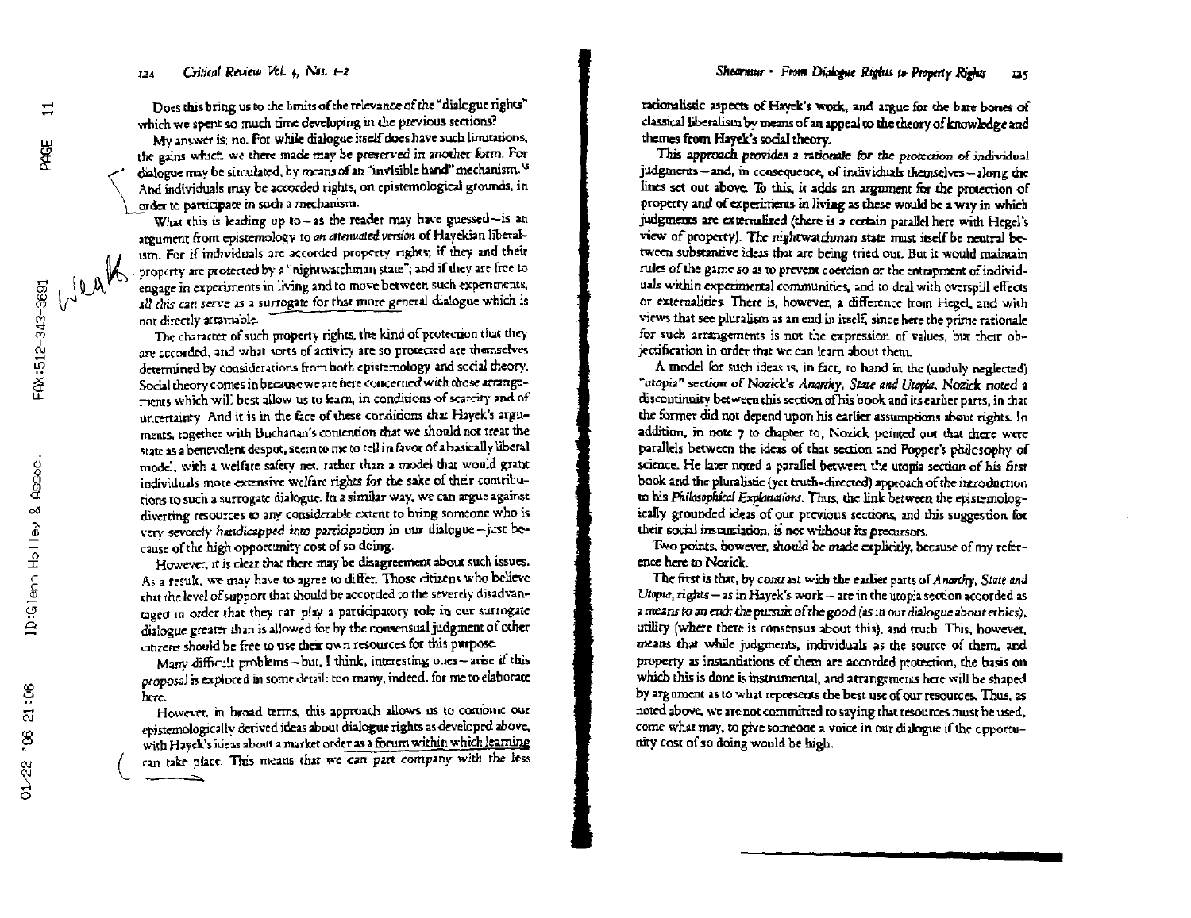Does this bring us to the limits of the relevance of the "dialogue rights" which we spent so much time developing in the previous sections?

My answer is: no. For while dialogue itself does have such limitations, the gains which we there made may be preserved in another form. For dialogue may be simulated, by means of an "invisible hand" mechanism.[45] And individuals may be accorded rights, on epistemological grounds, in order to participate in such a mechanism.

What this is leading up to—as the reader may have guessed—is an argument from epistemology to *an attenuated version* of Hayekian liberalism. For if individuals are accorded property rights; if they and their property are protected by a "nightwatchman state"; and if they are free to engage in experiments in living and to move between such experiments, *all this can serve as a surrogate* for that more general dialogue which is not directly attainable.

The character of such property rights, the kind of protection that they are accorded, and what sorts of activity are so protected are themselves determined by considerations from both epistemology and social theory. Social theory comes in because we are here concerned with those arrangements which will best allow us to learn, in conditions of scarcity and of uncertainty. And it is in the face of these conditions that Hayek's arguments, together with Buchanan's contention that we should not treat the state as a benevolent despot, seem to me to tell in favor of a basically liberal model, with a welfare safety net, rather than a model that would grant individuals more extensive welfare rights for the sake of their contributions to such a surrogate dialogue. In a similar way, we can argue against diverting resources to any considerable extent to bring someone who is very severely handicapped into participation in our dialogue—just because of the high opportunity cost of so doing.

However, it is clear that there may be disagreement about such issues. As a result, we may have to agree to differ. Those citizens who believe that the level of support that should be accorded to the severely disadvantaged in order that they can play a participatory role in our surrogate dialogue greater than is allowed for by the consensual judgment of other citizens should be free to use their own resources for this purpose.

Many difficult problems—but, I think, interesting ones—arise if this *proposal* is explored in some detail: too many, indeed, for me to elaborate here.

However, in broad terms, this approach allows us to combine our epistemologically derived ideas about dialogue rights as developed above, with Hayek's ideas about a market order as a forum within which learning can take place. This means that we can part company with the less rationalistic aspects of Hayek's work, and argue for the bare bones of classical liberalism by means of an appeal to the theory of knowledge and themes from Hayek's social theory.

This approach provides a rationale for the protection of individual judgments—and, in consequence, of individuals themselves—along the lines set out above. To this, it adds an argument for the protection of property and of experiments in living as these would be a way in which judgments are externalized (there is a certain parallel here with Hegel's view of property). The nightwatchman state must itself be neutral between substantive ideas that are being tried out. But it would maintain rules of the game so as to prevent coercion or the entrapment of individuals within experimental communities, and to deal with overspill effects or externalities. There is, however, a difference from Hegel, and with views that see pluralism as an end in itself, since here the prime rationale for such arrangements is not the expression of values, but their objectification in order that we can learn about them.

A model for such ideas is, in fact, to hand in the (unduly neglected) "utopia" section of Nozick's *Anarchy, State and Utopia*. Nozick noted a discontinuity between this section of his book and its earlier parts, in that the former did not depend upon his earlier assumptions about rights. In addition, in note 7 to chapter 10, Nozick pointed out that there were parallels between the ideas of that section and Popper's philosophy of science. He later noted a parallel between the utopia section of his first book and the pluralistic (yet truth-directed) approach of the introduction to his *Philosophical Explanations*. Thus, the link between the epistemologically grounded ideas of our previous sections, and this suggestion for their social instantiation, is not without its precursors.

Two points, however, should be made explicitly, because of my reference here to Nozick.

The first is that, by contrast with the earlier parts of *Anarchy, State and Utopia*, rights—as in Hayek's work—are in the utopia section accorded as *a means to an end: the pursuit of the good* (as in our dialogue about ethics), utility (where there is consensus about this), and truth. This, however, means that while judgments, individuals as the source of them, and property as instantiations of them are accorded protection, the basis on which this is done is instrumental, and arrangements here will be shaped by argument as to what represents the best use of our resources. Thus, as noted above, we are not committed to saying that resources must be used, come what may, to give someone a voice in our dialogue if the opportunity cost of so doing would be high.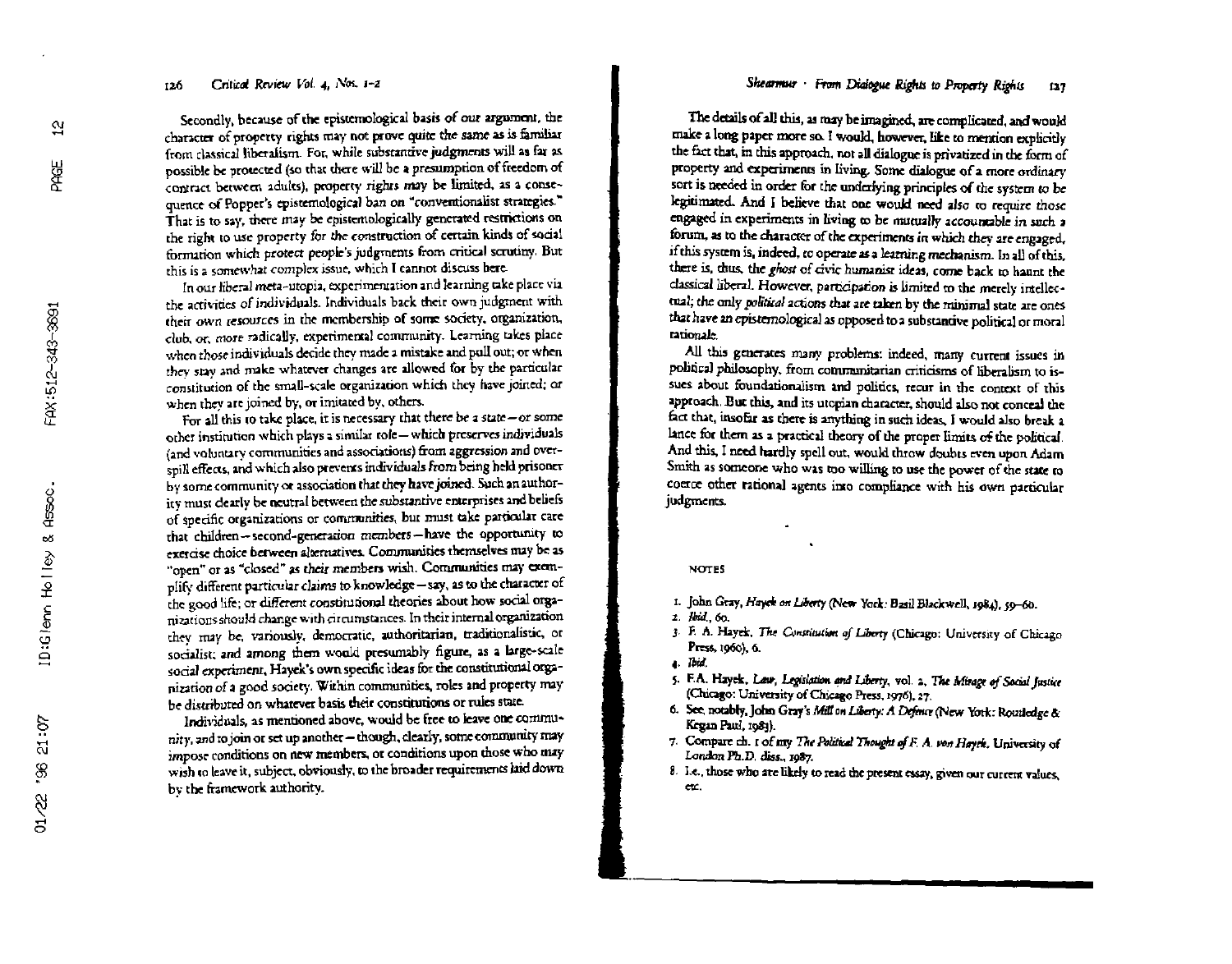Secondly, because of the epistemological basis of our argument, the character of property rights may not prove quite the same as is familiar from classical liberalism. For, while substantive judgments will as far as possible be protected (so that there will be a presumption of freedom of contract between adults), property *rights may* be limited, as a consequence of Popper's epistemological ban on "conventionalist strategies." That is to say, there may be epistemologically generated restrictions on the right to use property *for the* construction of certain kinds of social formation which protect people's judgments from critical scrutiny. But this is a somewhat complex issue, which I cannot discuss here.

In our liberal meta-utopia, experimentation and learning take place via the activities of individuals. Individuals back their own judgment with their own resources in the membership of some society, organization, club, or, more radically, experimental community. Learning takes place when those individuals decide they made a mistake and pull out; or when they stay and make whatever changes are allowed for by the particular constitution of the small-scale organization which they have joined; or when they are joined by, or imitated by, others.

For all this to take place, it is necessary that there be a state—or some other institution which plays a similar role—which preserves individuals (and voluntary communities and associations) from aggression and overspill effects, and which also prevents individuals *from* being held prisoner by some community or association that they *have joined*. Such an authority must clearly be neutral between the substantive enterprises and beliefs of specific organizations or communities, but must take particular care that children—second-generation members—have the opportunity to exercise choice between alternatives. Communities themselves may be as "open" or as "closed" as *their* members wish. Communities may exemplify different particular *claims* to knowledge—say, as to the character of the good life; or *different* constitutional theories about how social organizations should change with circumstances. In their internal organization they may be, variously, democratic, authoritarian, traditionalistic, or socialist; and among them would presumably figure, as a large-scale social experiment, Hayek's own specific ideas for the constitutional organization of a good society. Within communities, roles and property may be distributed on whatever basis their constitutions or rules state.

Individuals, as mentioned above, would be free to leave one community, and to join or set up another—though, clearly, some community may impose conditions on new members, or conditions upon those who may wish to leave it, subject, obviously, to the broader requirements laid down by the framework authority.

The details of all this, as may be imagined, are complicated, and would make a long paper more so. I would, however, like to mention explicitly the fact that, in this approach, not all dialogue is privatized in the form of property and experiments in living. Some dialogue of a more ordinary sort is needed in order for the underlying principles of the system to be legitimated. And I believe that one would need *also* to require those engaged in experiments in living to be *mutually accountable* in such a forum, as to the character of the experiments *in* which they are engaged, if this system is, indeed, to operate as a learning mechanism. In all of this, there is, thus, the *ghost* of civic humanist ideas, come back to haunt the classical liberal. However, participation is limited to the merely intellectual; the only *political* actions that are taken by the minimal state are ones that have an epistemological as opposed to a substantive political or moral rationale.

All this generates many problems: indeed, many current issues in political philosophy, from communitarian criticisms of liberalism to issues about foundationalism and politics, recur in the context of this approach. But this, and its utopian character, should also not conceal the fact that, insofar as there is anything in such ideas, I would also break a lance for them as a practical theory of the proper limits of the political. And this, I need hardly spell out, would throw doubts even upon Adam Smith as someone who was too willing to use the power of the state to coerce other rational agents into compliance with his own particular judgments.

## NOTES

1. John Gray, *Hayek on Liberty* (New York: Basil Blackwell, 1984), 59–60.
2. *Ibid.*, 60.
3. F. A. Hayek, *The Constitution of Liberty* (Chicago: University of Chicago Press, 1960), 6.
4. *Ibid.*
5. F.A. Hayek, *Law, Legislation and Liberty*, vol. 2, *The Mirage of Social Justice* (Chicago: University of Chicago Press, 1976), 27.
6. See, notably, John Gray's *Mill on Liberty: A Defence* (New York: Routledge & Kegan Paul, 1983).
7. Compare ch. 1 of my *The Political Thought of F. A. von Hayek*, University of London Ph.D. diss., 1987.
8. I.e., those who are likely to read the present essay, given our current values, etc.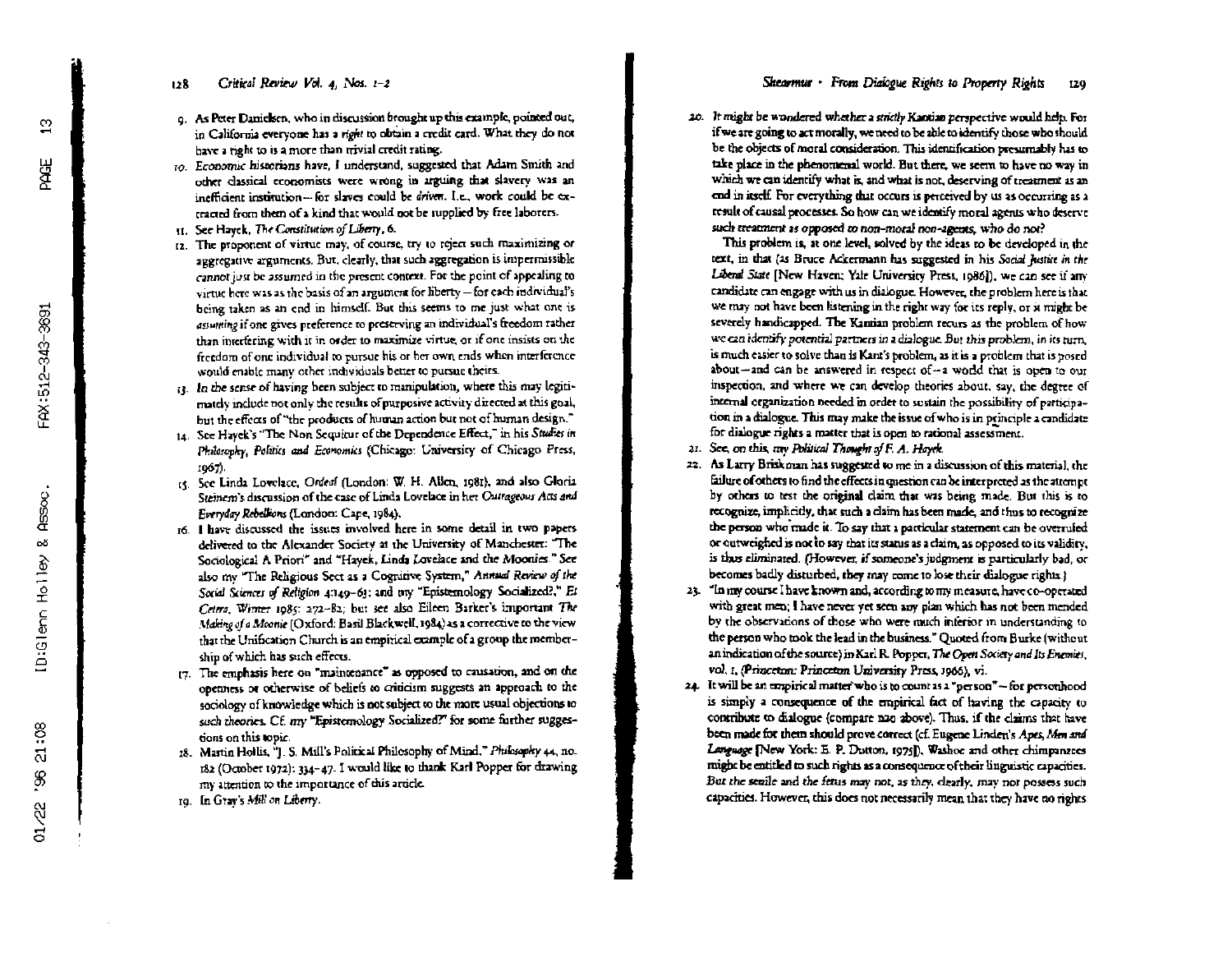9. As Peter Danielsen, who in discussion brought up this example, pointed out, in California everyone has a *right* to obtain a credit card. What they do not have a right to is a more than trivial credit rating.

10. *Economic* historians have, I understand, suggested that Adam Smith and other classical economists were wrong in arguing that slavery was an inefficient institution—for slaves could be *driven*. I.e., work could be extracted from them of a kind that would not be supplied by free laborers.

11. See Hayek, *The Constitution of Liberty*, 6.

12. The proponent of virtue may, of course, try to reject such maximizing or aggregative arguments. But, clearly, that such aggregation is impermissible *cannot just* be *assumed* in the present context. For the point of appealing to virtue here was as the basis of an argument for liberty—for each individual's being taken as an end in himself. But this seems to me just what one is *assuming* if one gives preference to preserving an individual's freedom rather than interfering with it in order to maximize virtue, or if one insists on the freedom of one individual to pursue his or her own ends when interference would enable many other individuals better to pursue theirs.

13. *In the sense* of having been subject to manipulation, where this may legitimately include not only the results of purposive activity directed at this goal, but the effects of "the products of human action but not of human design."

14. See Hayek's "The Non Sequitur of the Dependence Effect," in his *Studies in Philosophy, Politics and Economics* (Chicago: University of Chicago Press, 1967).

15. See Linda Lovelace, *Ordeal* (London: W. H. Allen, 1981), and also Gloria Steinem's discussion of the case of Linda Lovelace in her *Outrageous Acts and Everyday Rebellions* (London: Cape, 1984).

16. I have discussed the issues involved here in some detail in two papers delivered to the Alexander Society at the University of Manchester: "The Sociological A Priori" and "Hayek, Linda Lovelace and the Moonies." See also my "The Religious Sect as a Cognitive System," *Annual Review of the Social Sciences of Religion* 4:149–63; and my "Epistemology Socialized?," *Et Cetera*, Winter 1985: 272–82; but see also Eileen Barker's important *The Making of a Moonie* (Oxford: Basil Blackwell, 1984) as a corrective to the view that the Unification Church is an empirical example of a group the membership of which has such effects.

17. The emphasis here on "maintenance" as opposed to causation, and on the openness or otherwise of beliefs to criticism suggests an approach to the sociology of knowledge which is not subject to the more usual objections to such theories. Cf. my "Epistemology Socialized?" for some further suggestions on this topic.

18. Martin Hollis, "J. S. Mill's Political Philosophy of Mind," *Philosophy* 44, no. 182 (October 1972): 334–47. I would like to thank Karl Popper for drawing my attention to the importance of this article.

19. In Gray's *Mill on Liberty*.

20. *It might be wondered whether a strictly Kantian perspective would help.* For if we are going to act morally, we need to be able to identify those who should be the objects of moral consideration. This identification presumably has to take place in the phenomenal world. But there, we seem to have no way in which we can identify what is, and what is not, deserving of treatment as an end in itself. For everything that occurs is perceived by us as occurring as a result of causal processes. So how can we identify moral agents who deserve *such treatment as opposed to non-moral non-agents*, who do not?

    This problem is, at one level, solved by the ideas to be developed in the text, in that (as Bruce Ackermann has suggested in his *Social Justice in the Liberal State* [New Haven: Yale University Press, 1986]), we can see if any candidate can engage with us in dialogue. However, the problem here is that we may not have been listening in the right way for its reply, or it might be severely handicapped. The Kantian problem recurs as the problem of how *we can identify potential partners in a dialogue. But this problem, in its turn,* is much easier to solve than is Kant's problem, as it is a problem that is posed about—and can be answered in respect of—a world that is open to our inspection, and where we can develop theories about, say, the degree of internal organization needed in order to sustain the possibility of participation in a dialogue. This may make the issue of who is in principle a candidate for dialogue rights a matter that is open to rational assessment.

21. See, on this, *my Political Thought of F. A. Hayek.*

22. As Larry Briskman has suggested to me in a discussion of this material, the failure of others to find the effects in question can be interpreted as the attempt by others to test the original claim that was being made. But this is to recognize, implicitly, that such a claim has been made, and thus to recognize the person who made it. To say that a particular statement can be overruled or outweighed is not to say that its status as a claim, as opposed to its validity, is thus eliminated. (However, if someone's judgment is particularly bad, or becomes badly disturbed, they may come to lose their dialogue rights.)

23. "In my course I have known and, according to my measure, have co-operated with great men; I have never yet seen any plan which has not been mended by the observations of those who were much inferior in understanding to the person who took the lead in the business." Quoted from Burke (without an indication of the source) in Karl R. Popper, *The Open Society and Its Enemies*, vol. 1, (Princeton: Princeton University Press, 1966), vi.

24. It will be an empirical matter who is to count as a "person"—for personhood is simply a consequence of the empirical fact of having the capacity to contribute to dialogue (compare n20 above). Thus, if the claims that have been made for them should prove correct (cf. Eugene Linden's *Apes, Men and Language* [New York: E. P. Dutton, 1975]), Washoe and other chimpanzees might be entitled to such rights as a consequence of their linguistic capacities. *But the senile and the fetus may not, as they, clearly, may not possess such* capacities. However, this does not necessarily mean that they have no rights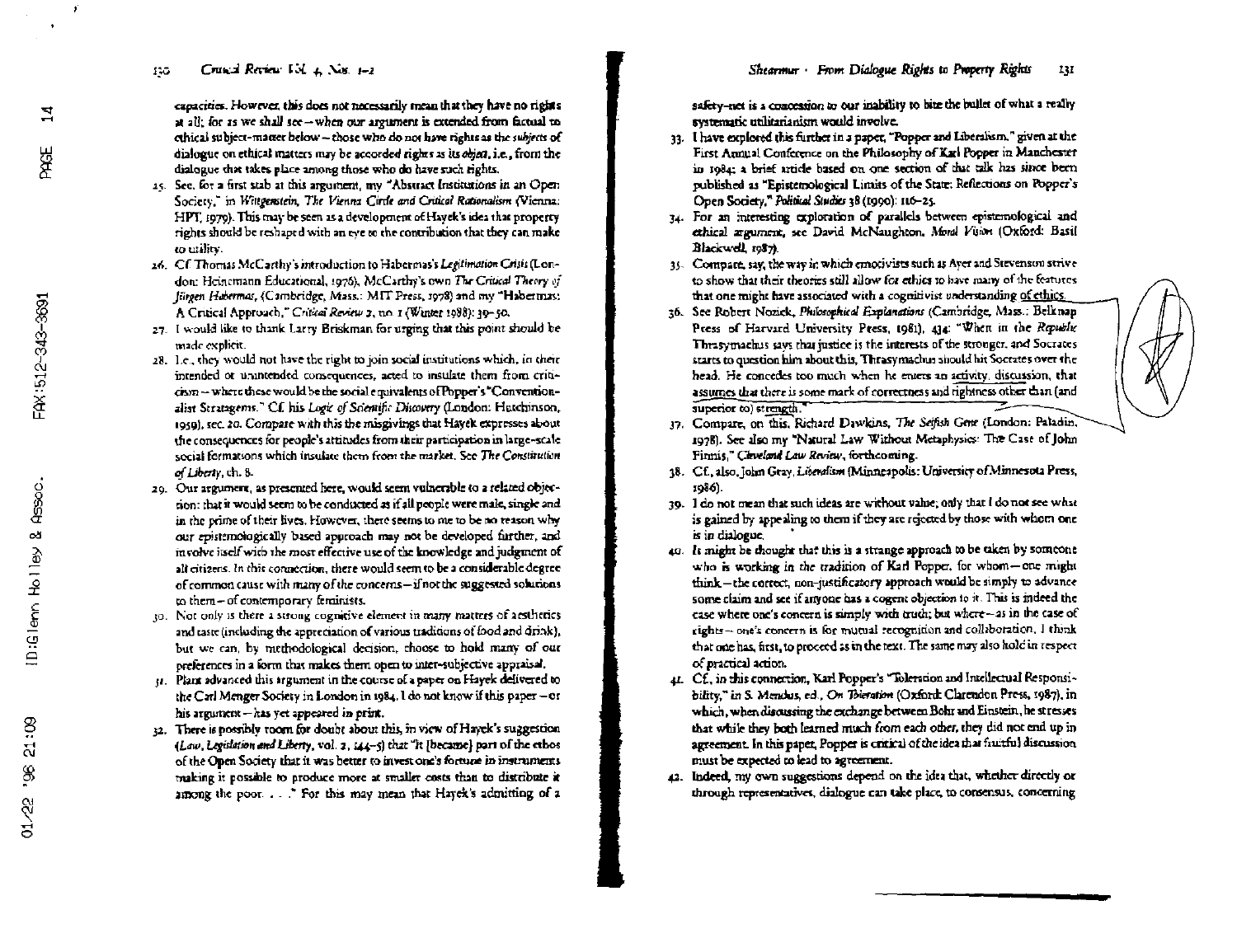capacities. However, this does not necessarily mean that they have no rights at all; for as we shall see—when our argument is extended from factual to ethical subject-matter below—those who do not have rights as the *subjects* of dialogue on ethical matters may be accorded rights as its *object*, i.e., from the dialogue that takes place among those who do have such rights.

25. See, for a first stab at this argument, my "Abstract Institutions in an Open Society," in *Wittgenstein, The Vienna Circle and Critical Rationalism* (Vienna: HPT, 1979). This may be seen as a development of Hayek's idea that property rights should be reshaped with an eye to the contribution that they can make to utility.
26. Cf. Thomas McCarthy's introduction to Habermas's *Legitimation Crisis* (London: Heinemann Educational, 1976), McCarthy's own *The Critical Theory of Jürgen Habermas*, (Cambridge, Mass.: MIT Press, 1978) and my "Habermas: A Critical Approach," *Critical Review* 2, no. 1 (Winter 1988): 39–50.
27. I would like to thank Larry Briskman for urging that this point should be made explicit.
28. I.e., they would not have the right to join social institutions which, in their intended or unintended consequences, acted to insulate them from criticism—where these would be the social equivalents of Popper's "Conventionalist Stratagems." Cf. his *Logic of Scientific Discovery* (London: Hutchinson, 1959), sec. 20. Compare with this the misgivings that Hayek expresses about the consequences for people's attitudes from their participation in large-scale social formations which insulate them from the market. See *The Constitution of Liberty*, ch. 8.
29. Our argument, as presented here, would seem vulnerable to a related objection: that it would seem to be conducted as if all people were male, single and in the prime of their lives. However, there seems to me to be no reason why our epistemologically based approach may not be developed further, and involve itself with the most effective use of the knowledge and judgment of all citizens. In this connection, there would seem to be a considerable degree of common cause with many of the concerns—if not the suggested solutions to them—of contemporary feminists.
30. Not only is there a strong cognitive element in many matters of aesthetics and taste (including the appreciation of various traditions of food and drink), but we can, by methodological decision, choose to hold many of our preferences in a form that makes them open to inter-subjective appraisal.
31. Plant advanced this argument in the course of a paper on Hayek delivered to the Carl Menger Society in London in 1984. I do not know if this paper—or his argument—has yet appeared in print.
32. There is possibly room for doubt about this, in view of Hayek's suggestion (*Law, Legislation and Liberty*, vol. 2, 144–5) that "It [became] part of the ethos of the Open Society that it was better to invest one's fortune in instruments making it possible to produce more at smaller costs than to distribute it among the poor. . . ." For this may mean that Hayek's admitting of a safety-net is a concession to our inability to bite the bullet of what a really systematic utilitarianism would involve.
33. I have explored this further in a paper, "Popper and Liberalism," given at the First Annual Conference on the Philosophy of Karl Popper in Manchester in 1984; a brief article based on one section of that talk has since been published as "Epistemological Limits of the State: Reflections on Popper's Open Society," *Political Studies* 38 (1990): 116–25.
34. For an interesting exploration of parallels between epistemological and ethical argument, see David McNaughton, *Moral Vision* (Oxford: Basil Blackwell, 1987).
35. Compare, say, the way in which emotivists such as Ayer and Stevenson strive to show that their theories still allow for ethics to have many of the features that one might have associated with a cognitivist understanding of ethics.
36. See Robert Nozick, *Philosophical Explanations* (Cambridge, Mass.: Belknap Press of Harvard University Press, 1981), 434: "When in the *Republic* Thrasymachus says that justice is the interests of the stronger, and Socrates starts to question him about this, Thrasymachus should hit Socrates over the head. He concedes too much when he enters an activity, discussion, that assumes that there is some mark of correctness and rightness other than (and superior to) strength."
37. Compare, on this, Richard Dawkins, *The Selfish Gene* (London: Paladin, 1978). See also my "Natural Law Without Metaphysics: The Case of John Finnis," *Cleveland Law Review*, forthcoming.
38. Cf., also, John Gray, *Liberalism* (Minneapolis: University of Minnesota Press, 1986).
39. I do not mean that such ideas are without value; only that I do not see what is gained by appealing to them if they are rejected by those with whom one is in dialogue.
40. It might be thought that this is a strange approach to be taken by someone who is working in the tradition of Karl Popper, for whom—one might think—the correct, non-justificatory approach would be simply to advance some claim and see if anyone has a cogent objection to it. This is indeed the case where one's concern is simply with truth; but where—as in the case of rights—one's concern is for mutual recognition and collaboration, I think that one has, first, to proceed as in the text. The same may also hold in respect of practical action.
41. Cf., in this connection, Karl Popper's "Toleration and Intellectual Responsibility," in S. Mendus, ed., *On Toleration* (Oxford: Clarendon Press, 1987), in which, when discussing the exchange between Bohr and Einstein, he stresses that while they both learned much from each other, they did not end up in agreement. In this paper, Popper is critical of the idea that fruitful discussion must be expected to lead to agreement.
42. Indeed, my own suggestions depend on the idea that, whether directly or through representatives, dialogue can take place, to consensus, concerning